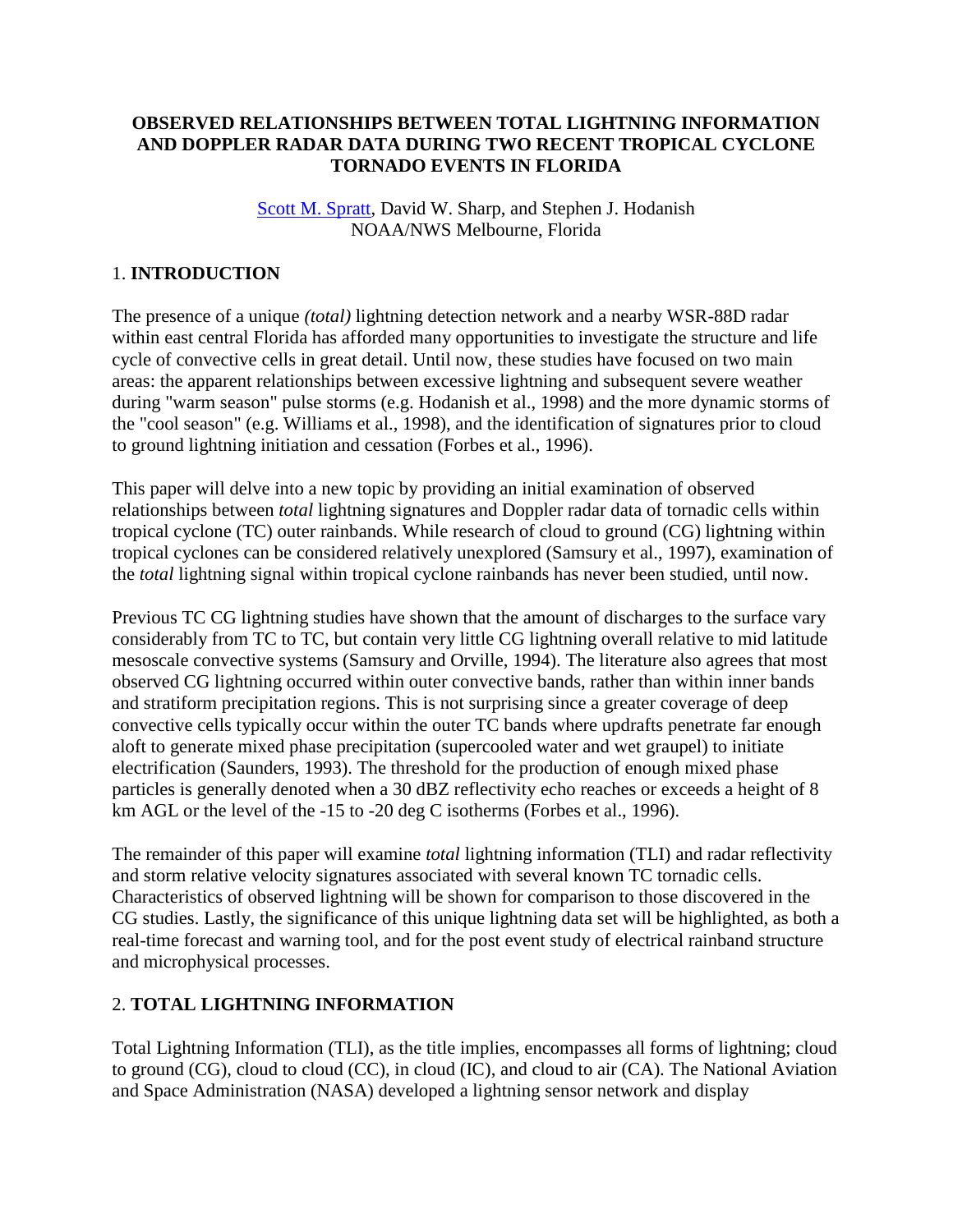# OBSERVED RELATIONSHIPS BETWEEN TOTAL LIGHTNING INFORMATION AND DOPPLER RADAR DATA DURING TWO RECENT TROPICAL CYCLONE TORNADO EVENTS IN FLORIDA

Scott M. Spratt, David W. Sharp, and Stephen J. Hodanish
NOAA/NWS Melbourne, Florida

## 1. INTRODUCTION

The presence of a unique *(total)* lightning detection network and a nearby WSR-88D radar within east central Florida has afforded many opportunities to investigate the structure and life cycle of convective cells in great detail. Until now, these studies have focused on two main areas: the apparent relationships between excessive lightning and subsequent severe weather during "warm season" pulse storms (e.g. Hodanish et al., 1998) and the more dynamic storms of the "cool season" (e.g. Williams et al., 1998), and the identification of signatures prior to cloud to ground lightning initiation and cessation (Forbes et al., 1996).

This paper will delve into a new topic by providing an initial examination of observed relationships between *total* lightning signatures and Doppler radar data of tornadic cells within tropical cyclone (TC) outer rainbands. While research of cloud to ground (CG) lightning within tropical cyclones can be considered relatively unexplored (Samsury et al., 1997), examination of the *total* lightning signal within tropical cyclone rainbands has never been studied, until now.

Previous TC CG lightning studies have shown that the amount of discharges to the surface vary considerably from TC to TC, but contain very little CG lightning overall relative to mid latitude mesoscale convective systems (Samsury and Orville, 1994). The literature also agrees that most observed CG lightning occurred within outer convective bands, rather than within inner bands and stratiform precipitation regions. This is not surprising since a greater coverage of deep convective cells typically occur within the outer TC bands where updrafts penetrate far enough aloft to generate mixed phase precipitation (supercooled water and wet graupel) to initiate electrification (Saunders, 1993). The threshold for the production of enough mixed phase particles is generally denoted when a 30 dBZ reflectivity echo reaches or exceeds a height of 8 km AGL or the level of the -15 to -20 deg C isotherms (Forbes et al., 1996).

The remainder of this paper will examine *total* lightning information (TLI) and radar reflectivity and storm relative velocity signatures associated with several known TC tornadic cells. Characteristics of observed lightning will be shown for comparison to those discovered in the CG studies. Lastly, the significance of this unique lightning data set will be highlighted, as both a real-time forecast and warning tool, and for the post event study of electrical rainband structure and microphysical processes.

## 2. TOTAL LIGHTNING INFORMATION

Total Lightning Information (TLI), as the title implies, encompasses all forms of lightning; cloud to ground (CG), cloud to cloud (CC), in cloud (IC), and cloud to air (CA). The National Aviation and Space Administration (NASA) developed a lightning sensor network and display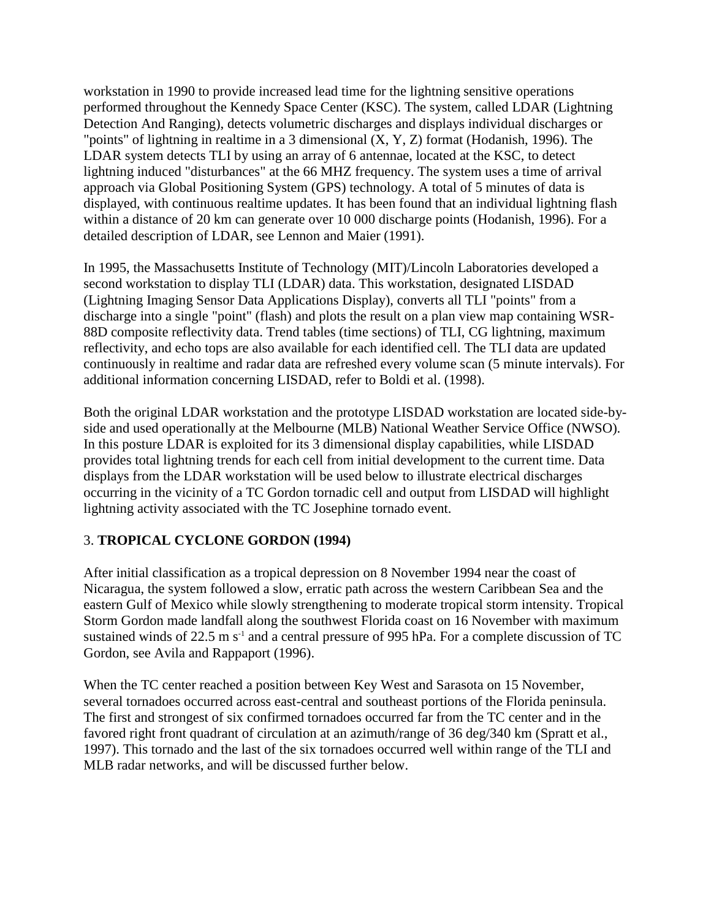workstation in 1990 to provide increased lead time for the lightning sensitive operations performed throughout the Kennedy Space Center (KSC). The system, called LDAR (Lightning Detection And Ranging), detects volumetric discharges and displays individual discharges or "points" of lightning in realtime in a 3 dimensional (X, Y, Z) format (Hodanish, 1996). The LDAR system detects TLI by using an array of 6 antennae, located at the KSC, to detect lightning induced "disturbances" at the 66 MHZ frequency. The system uses a time of arrival approach via Global Positioning System (GPS) technology. A total of 5 minutes of data is displayed, with continuous realtime updates. It has been found that an individual lightning flash within a distance of 20 km can generate over 10 000 discharge points (Hodanish, 1996). For a detailed description of LDAR, see Lennon and Maier (1991).

In 1995, the Massachusetts Institute of Technology (MIT)/Lincoln Laboratories developed a second workstation to display TLI (LDAR) data. This workstation, designated LISDAD (Lightning Imaging Sensor Data Applications Display), converts all TLI "points" from a discharge into a single "point" (flash) and plots the result on a plan view map containing WSR-88D composite reflectivity data. Trend tables (time sections) of TLI, CG lightning, maximum reflectivity, and echo tops are also available for each identified cell. The TLI data are updated continuously in realtime and radar data are refreshed every volume scan (5 minute intervals). For additional information concerning LISDAD, refer to Boldi et al. (1998).

Both the original LDAR workstation and the prototype LISDAD workstation are located side-by-side and used operationally at the Melbourne (MLB) National Weather Service Office (NWSO). In this posture LDAR is exploited for its 3 dimensional display capabilities, while LISDAD provides total lightning trends for each cell from initial development to the current time. Data displays from the LDAR workstation will be used below to illustrate electrical discharges occurring in the vicinity of a TC Gordon tornadic cell and output from LISDAD will highlight lightning activity associated with the TC Josephine tornado event.

## 3. **TROPICAL CYCLONE GORDON (1994)**

After initial classification as a tropical depression on 8 November 1994 near the coast of Nicaragua, the system followed a slow, erratic path across the western Caribbean Sea and the eastern Gulf of Mexico while slowly strengthening to moderate tropical storm intensity. Tropical Storm Gordon made landfall along the southwest Florida coast on 16 November with maximum sustained winds of 22.5 m $s^{-1}$ and a central pressure of 995 hPa. For a complete discussion of TC Gordon, see Avila and Rappaport (1996).

When the TC center reached a position between Key West and Sarasota on 15 November, several tornadoes occurred across east-central and southeast portions of the Florida peninsula. The first and strongest of six confirmed tornadoes occurred far from the TC center and in the favored right front quadrant of circulation at an azimuth/range of 36 deg/340 km (Spratt et al., 1997). This tornado and the last of the six tornadoes occurred well within range of the TLI and MLB radar networks, and will be discussed further below.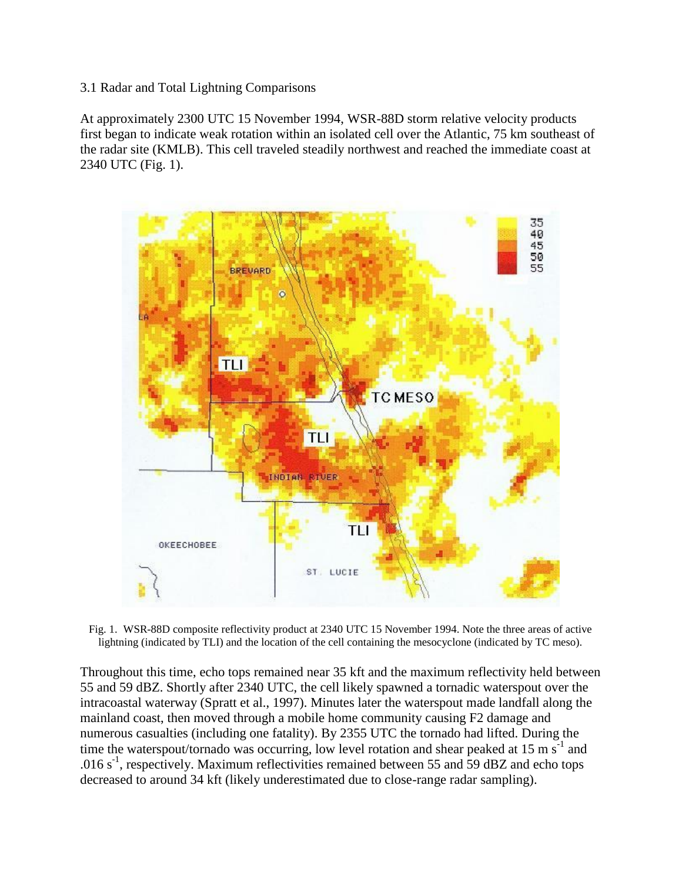3.1 Radar and Total Lightning Comparisons

At approximately 2300 UTC 15 November 1994, WSR-88D storm relative velocity products first began to indicate weak rotation within an isolated cell over the Atlantic, 75 km southeast of the radar site (KMLB). This cell traveled steadily northwest and reached the immediate coast at 2340 UTC (Fig. 1).

Fig. 1. WSR-88D composite reflectivity product at 2340 UTC 15 November 1994. Note the three areas of active lightning (indicated by TLI) and the location of the cell containing the mesocyclone (indicated by TC meso).

Throughout this time, echo tops remained near 35 kft and the maximum reflectivity held between 55 and 59 dBZ. Shortly after 2340 UTC, the cell likely spawned a tornadic waterspout over the intracoastal waterway (Spratt et al., 1997). Minutes later the waterspout made landfall along the mainland coast, then moved through a mobile home community causing F2 damage and numerous casualties (including one fatality). By 2355 UTC the tornado had lifted. During the time the waterspout/tornado was occurring, low level rotation and shear peaked at 15 m $s^{-1}$ and .016 $s^{-1}$, respectively. Maximum reflectivities remained between 55 and 59 dBZ and echo tops decreased to around 34 kft (likely underestimated due to close-range radar sampling).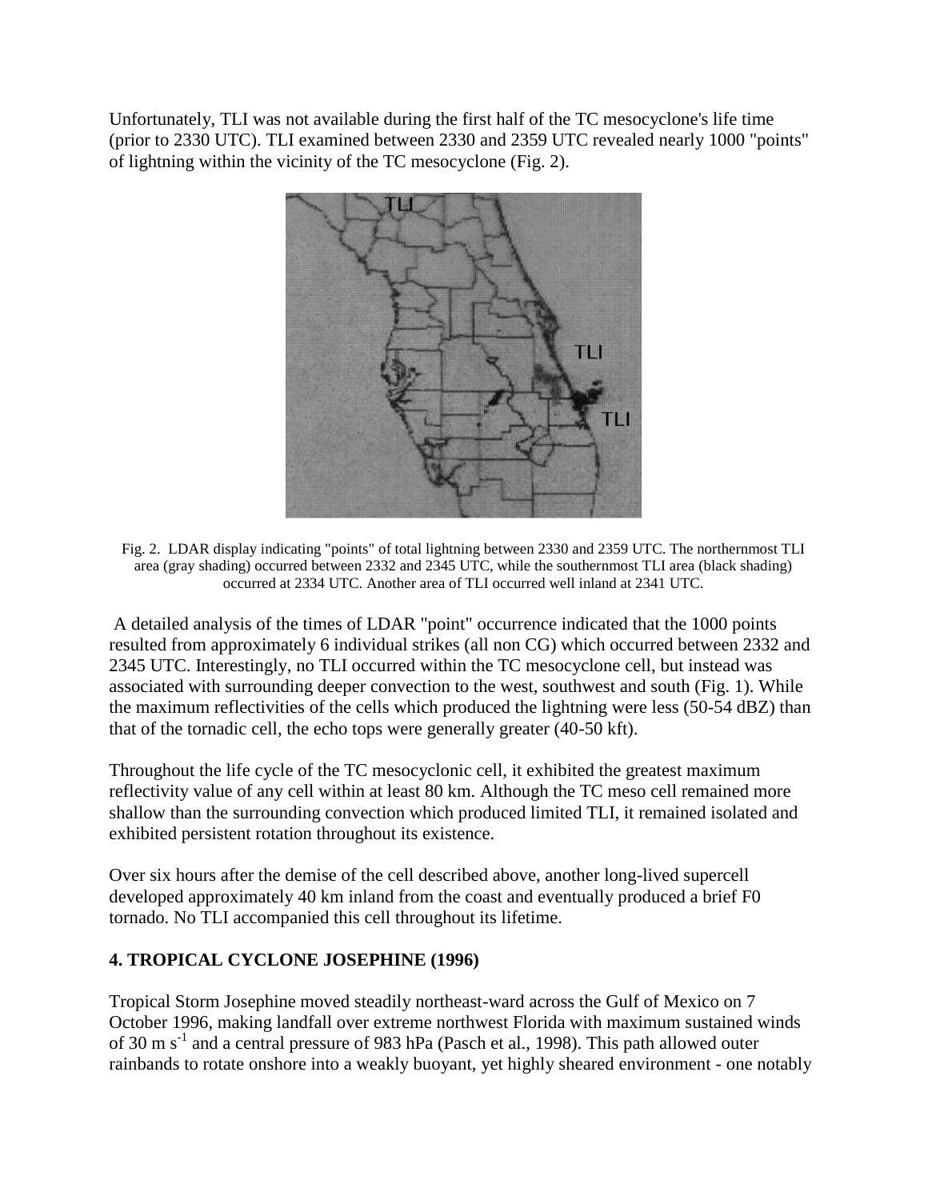Unfortunately, TLI was not available during the first half of the TC mesocyclone's life time (prior to 2330 UTC). TLI examined between 2330 and 2359 UTC revealed nearly 1000 "points" of lightning within the vicinity of the TC mesocyclone (Fig. 2).

Fig. 2. LDAR display indicating "points" of total lightning between 2330 and 2359 UTC. The northernmost TLI area (gray shading) occurred between 2332 and 2345 UTC, while the southernmost TLI area (black shading) occurred at 2334 UTC. Another area of TLI occurred well inland at 2341 UTC.

A detailed analysis of the times of LDAR "point" occurrence indicated that the 1000 points resulted from approximately 6 individual strikes (all non CG) which occurred between 2332 and 2345 UTC. Interestingly, no TLI occurred within the TC mesocyclone cell, but instead was associated with surrounding deeper convection to the west, southwest and south (Fig. 1). While the maximum reflectivities of the cells which produced the lightning were less (50-54 dBZ) than that of the tornadic cell, the echo tops were generally greater (40-50 kft).

Throughout the life cycle of the TC mesocyclonic cell, it exhibited the greatest maximum reflectivity value of any cell within at least 80 km. Although the TC meso cell remained more shallow than the surrounding convection which produced limited TLI, it remained isolated and exhibited persistent rotation throughout its existence.

Over six hours after the demise of the cell described above, another long-lived supercell developed approximately 40 km inland from the coast and eventually produced a brief F0 tornado. No TLI accompanied this cell throughout its lifetime.

## 4. TROPICAL CYCLONE JOSEPHINE (1996)

Tropical Storm Josephine moved steadily northeast-ward across the Gulf of Mexico on 7 October 1996, making landfall over extreme northwest Florida with maximum sustained winds of 30 m $s^{-1}$ and a central pressure of 983 hPa (Pasch et al., 1998). This path allowed outer rainbands to rotate onshore into a weakly buoyant, yet highly sheared environment - one notably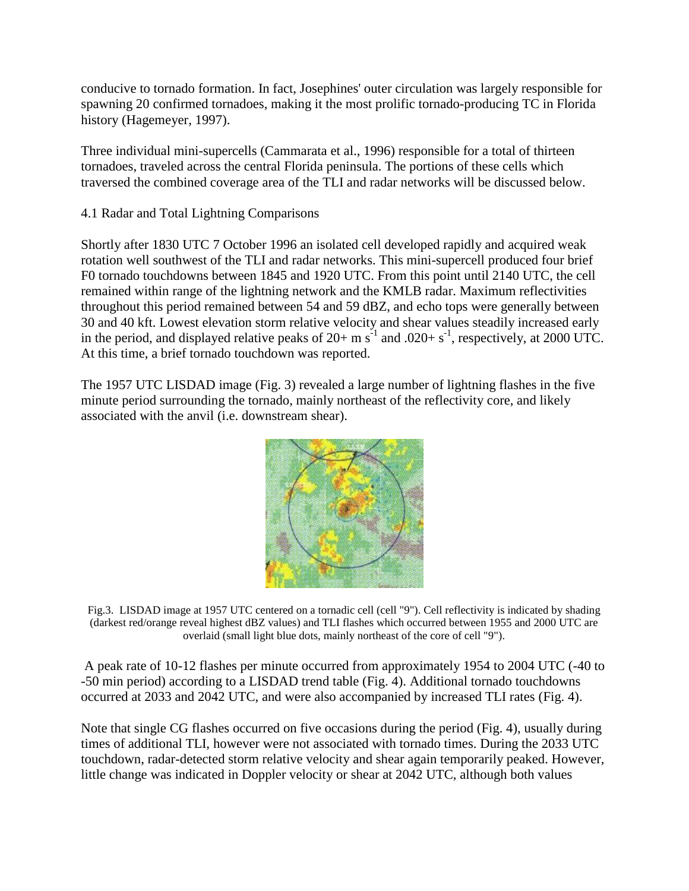conducive to tornado formation. In fact, Josephines' outer circulation was largely responsible for spawning 20 confirmed tornadoes, making it the most prolific tornado-producing TC in Florida history (Hagemeyer, 1997).

Three individual mini-supercells (Cammarata et al., 1996) responsible for a total of thirteen tornadoes, traveled across the central Florida peninsula. The portions of these cells which traversed the combined coverage area of the TLI and radar networks will be discussed below.

### 4.1 Radar and Total Lightning Comparisons

Shortly after 1830 UTC 7 October 1996 an isolated cell developed rapidly and acquired weak rotation well southwest of the TLI and radar networks. This mini-supercell produced four brief F0 tornado touchdowns between 1845 and 1920 UTC. From this point until 2140 UTC, the cell remained within range of the lightning network and the KMLB radar. Maximum reflectivities throughout this period remained between 54 and 59 dBZ, and echo tops were generally between 30 and 40 kft. Lowest elevation storm relative velocity and shear values steadily increased early in the period, and displayed relative peaks of 20+ m $s^{-1}$ and .020+ $s^{-1}$, respectively, at 2000 UTC. At this time, a brief tornado touchdown was reported.

The 1957 UTC LISDAD image (Fig. 3) revealed a large number of lightning flashes in the five minute period surrounding the tornado, mainly northeast of the reflectivity core, and likely associated with the anvil (i.e. downstream shear).

Fig.3. LISDAD image at 1957 UTC centered on a tornadic cell (cell "9"). Cell reflectivity is indicated by shading (darkest red/orange reveal highest dBZ values) and TLI flashes which occurred between 1955 and 2000 UTC are overlaid (small light blue dots, mainly northeast of the core of cell "9").

A peak rate of 10-12 flashes per minute occurred from approximately 1954 to 2004 UTC (-40 to -50 min period) according to a LISDAD trend table (Fig. 4). Additional tornado touchdowns occurred at 2033 and 2042 UTC, and were also accompanied by increased TLI rates (Fig. 4).

Note that single CG flashes occurred on five occasions during the period (Fig. 4), usually during times of additional TLI, however were not associated with tornado times. During the 2033 UTC touchdown, radar-detected storm relative velocity and shear again temporarily peaked. However, little change was indicated in Doppler velocity or shear at 2042 UTC, although both values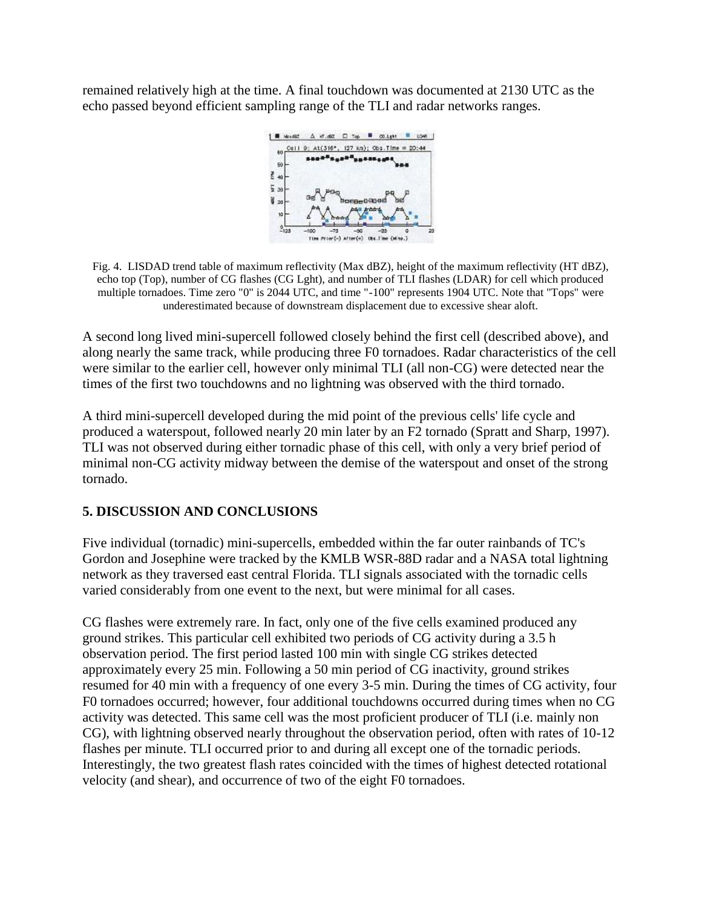remained relatively high at the time. A final touchdown was documented at 2130 UTC as the echo passed beyond efficient sampling range of the TLI and radar networks ranges.

Fig. 4. LISDAD trend table of maximum reflectivity (Max dBZ), height of the maximum reflectivity (HT dBZ), echo top (Top), number of CG flashes (CG Lght), and number of TLI flashes (LDAR) for cell which produced multiple tornadoes. Time zero "0" is 2044 UTC, and time "-100" represents 1904 UTC. Note that "Tops" were underestimated because of downstream displacement due to excessive shear aloft.

A second long lived mini-supercell followed closely behind the first cell (described above), and along nearly the same track, while producing three F0 tornadoes. Radar characteristics of the cell were similar to the earlier cell, however only minimal TLI (all non-CG) were detected near the times of the first two touchdowns and no lightning was observed with the third tornado.

A third mini-supercell developed during the mid point of the previous cells' life cycle and produced a waterspout, followed nearly 20 min later by an F2 tornado (Spratt and Sharp, 1997). TLI was not observed during either tornadic phase of this cell, with only a very brief period of minimal non-CG activity midway between the demise of the waterspout and onset of the strong tornado.

## 5. DISCUSSION AND CONCLUSIONS

Five individual (tornadic) mini-supercells, embedded within the far outer rainbands of TC's Gordon and Josephine were tracked by the KMLB WSR-88D radar and a NASA total lightning network as they traversed east central Florida. TLI signals associated with the tornadic cells varied considerably from one event to the next, but were minimal for all cases.

CG flashes were extremely rare. In fact, only one of the five cells examined produced any ground strikes. This particular cell exhibited two periods of CG activity during a 3.5 h observation period. The first period lasted 100 min with single CG strikes detected approximately every 25 min. Following a 50 min period of CG inactivity, ground strikes resumed for 40 min with a frequency of one every 3-5 min. During the times of CG activity, four F0 tornadoes occurred; however, four additional touchdowns occurred during times when no CG activity was detected. This same cell was the most proficient producer of TLI (i.e. mainly non CG), with lightning observed nearly throughout the observation period, often with rates of 10-12 flashes per minute. TLI occurred prior to and during all except one of the tornadic periods. Interestingly, the two greatest flash rates coincided with the times of highest detected rotational velocity (and shear), and occurrence of two of the eight F0 tornadoes.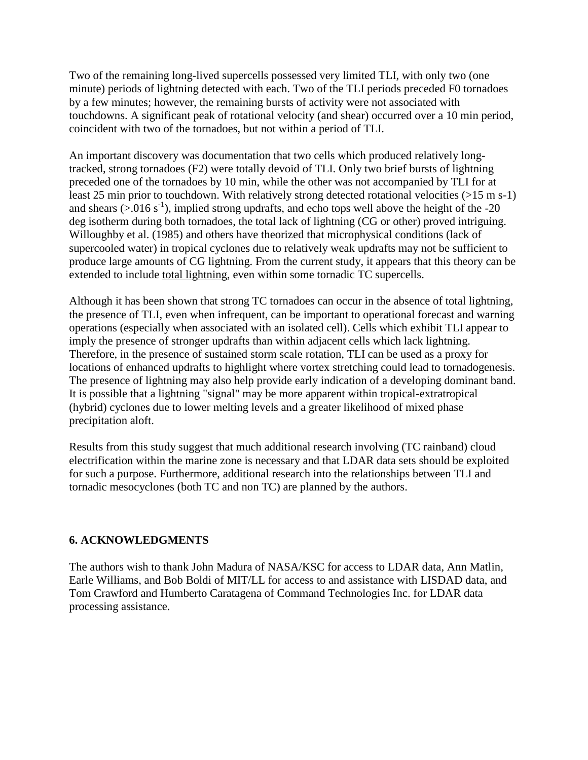Two of the remaining long-lived supercells possessed very limited TLI, with only two (one minute) periods of lightning detected with each. Two of the TLI periods preceded F0 tornadoes by a few minutes; however, the remaining bursts of activity were not associated with touchdowns. A significant peak of rotational velocity (and shear) occurred over a 10 min period, coincident with two of the tornadoes, but not within a period of TLI.

An important discovery was documentation that two cells which produced relatively long-tracked, strong tornadoes (F2) were totally devoid of TLI. Only two brief bursts of lightning preceded one of the tornadoes by 10 min, while the other was not accompanied by TLI for at least 25 min prior to touchdown. With relatively strong detected rotational velocities (>15 m s-1) and shears (>.016 $s^{-1}$), implied strong updrafts, and echo tops well above the height of the -20 deg isotherm during both tornadoes, the total lack of lightning (CG or other) proved intriguing. Willoughby et al. (1985) and others have theorized that microphysical conditions (lack of supercooled water) in tropical cyclones due to relatively weak updrafts may not be sufficient to produce large amounts of CG lightning. From the current study, it appears that this theory can be extended to include total lightning, even within some tornadic TC supercells.

Although it has been shown that strong TC tornadoes can occur in the absence of total lightning, the presence of TLI, even when infrequent, can be important to operational forecast and warning operations (especially when associated with an isolated cell). Cells which exhibit TLI appear to imply the presence of stronger updrafts than within adjacent cells which lack lightning. Therefore, in the presence of sustained storm scale rotation, TLI can be used as a proxy for locations of enhanced updrafts to highlight where vortex stretching could lead to tornadogenesis. The presence of lightning may also help provide early indication of a developing dominant band. It is possible that a lightning "signal" may be more apparent within tropical-extratropical (hybrid) cyclones due to lower melting levels and a greater likelihood of mixed phase precipitation aloft.

Results from this study suggest that much additional research involving (TC rainband) cloud electrification within the marine zone is necessary and that LDAR data sets should be exploited for such a purpose. Furthermore, additional research into the relationships between TLI and tornadic mesocyclones (both TC and non TC) are planned by the authors.

## 6. ACKNOWLEDGMENTS

The authors wish to thank John Madura of NASA/KSC for access to LDAR data, Ann Matlin, Earle Williams, and Bob Boldi of MIT/LL for access to and assistance with LISDAD data, and Tom Crawford and Humberto Caratagena of Command Technologies Inc. for LDAR data processing assistance.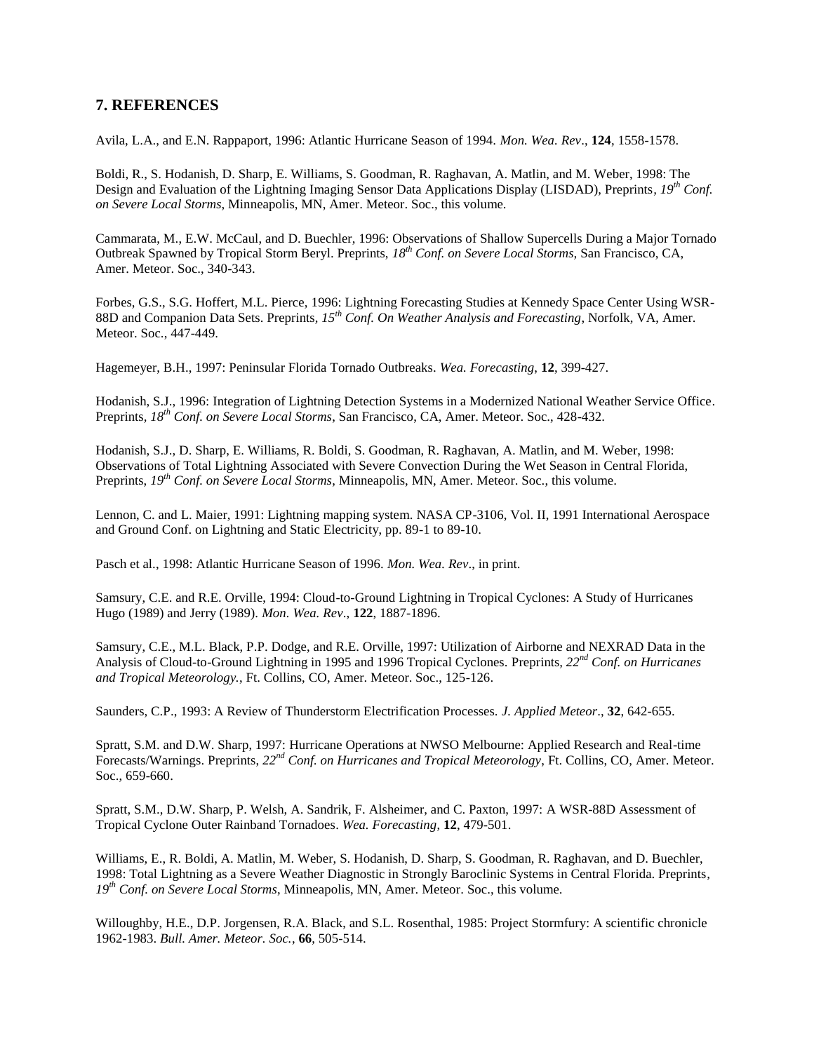## 7. REFERENCES

Avila, L.A., and E.N. Rappaport, 1996: Atlantic Hurricane Season of 1994. *Mon. Wea. Rev*., **124**, 1558-1578.

Boldi, R., S. Hodanish, D. Sharp, E. Williams, S. Goodman, R. Raghavan, A. Matlin, and M. Weber, 1998: The Design and Evaluation of the Lightning Imaging Sensor Data Applications Display (LISDAD), Preprints, *19th Conf. on Severe Local Storms*, Minneapolis, MN, Amer. Meteor. Soc., this volume.

Cammarata, M., E.W. McCaul, and D. Buechler, 1996: Observations of Shallow Supercells During a Major Tornado Outbreak Spawned by Tropical Storm Beryl. Preprints, *18th Conf. on Severe Local Storms,* San Francisco, CA, Amer. Meteor. Soc., 340-343.

Forbes, G.S., S.G. Hoffert, M.L. Pierce, 1996: Lightning Forecasting Studies at Kennedy Space Center Using WSR-88D and Companion Data Sets. Preprints, *15th Conf. On Weather Analysis and Forecasting*, Norfolk, VA, Amer. Meteor. Soc., 447-449.

Hagemeyer, B.H., 1997: Peninsular Florida Tornado Outbreaks. *Wea. Forecasting*, **12**, 399-427.

Hodanish, S.J., 1996: Integration of Lightning Detection Systems in a Modernized National Weather Service Office. Preprints, *18th Conf. on Severe Local Storms*, San Francisco, CA, Amer. Meteor. Soc., 428-432.

Hodanish, S.J., D. Sharp, E. Williams, R. Boldi, S. Goodman, R. Raghavan, A. Matlin, and M. Weber, 1998: Observations of Total Lightning Associated with Severe Convection During the Wet Season in Central Florida, Preprints, *19th Conf. on Severe Local Storms*, Minneapolis, MN, Amer. Meteor. Soc., this volume.

Lennon, C. and L. Maier, 1991: Lightning mapping system. NASA CP-3106, Vol. II, 1991 International Aerospace and Ground Conf. on Lightning and Static Electricity, pp. 89-1 to 89-10.

Pasch et al., 1998: Atlantic Hurricane Season of 1996. *Mon. Wea. Rev*., in print.

Samsury, C.E. and R.E. Orville, 1994: Cloud-to-Ground Lightning in Tropical Cyclones: A Study of Hurricanes Hugo (1989) and Jerry (1989). *Mon. Wea. Rev*., **122**, 1887-1896.

Samsury, C.E., M.L. Black, P.P. Dodge, and R.E. Orville, 1997: Utilization of Airborne and NEXRAD Data in the Analysis of Cloud-to-Ground Lightning in 1995 and 1996 Tropical Cyclones. Preprints, *22nd Conf. on Hurricanes and Tropical Meteorology.*, Ft. Collins, CO, Amer. Meteor. Soc., 125-126.

Saunders, C.P., 1993: A Review of Thunderstorm Electrification Processes. *J. Applied Meteor*., **32**, 642-655.

Spratt, S.M. and D.W. Sharp, 1997: Hurricane Operations at NWSO Melbourne: Applied Research and Real-time Forecasts/Warnings. Preprints, *22nd Conf. on Hurricanes and Tropical Meteorology*, Ft. Collins, CO, Amer. Meteor. Soc., 659-660.

Spratt, S.M., D.W. Sharp, P. Welsh, A. Sandrik, F. Alsheimer, and C. Paxton, 1997: A WSR-88D Assessment of Tropical Cyclone Outer Rainband Tornadoes. *Wea. Forecasting*, **12**, 479-501.

Williams, E., R. Boldi, A. Matlin, M. Weber, S. Hodanish, D. Sharp, S. Goodman, R. Raghavan, and D. Buechler, 1998: Total Lightning as a Severe Weather Diagnostic in Strongly Baroclinic Systems in Central Florida. Preprints, *19th Conf. on Severe Local Storms*, Minneapolis, MN, Amer. Meteor. Soc., this volume.

Willoughby, H.E., D.P. Jorgensen, R.A. Black, and S.L. Rosenthal, 1985: Project Stormfury: A scientific chronicle 1962-1983. *Bull. Amer. Meteor. Soc.*, **66**, 505-514.